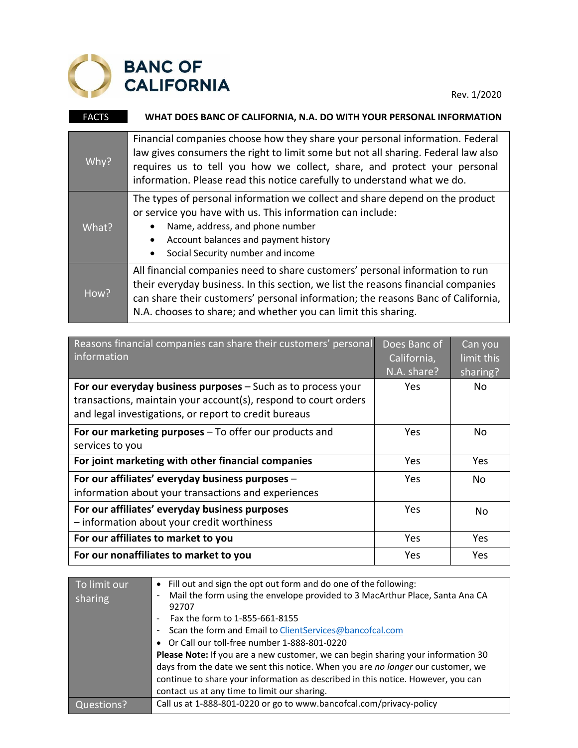# BANC OF CALIFORNIA

Rev. 1/2020

**FACTS** **WHAT DOES BANC OF CALIFORNIA, N.A. DO WITH YOUR PERSONAL INFORMATION**

| | |
|---|---|
| Why? | Financial companies choose how they share your personal information. Federal law gives consumers the right to limit some but not all sharing. Federal law also requires us to tell you how we collect, share, and protect your personal information. Please read this notice carefully to understand what we do. |
| What? | The types of personal information we collect and share depend on the product or service you have with us. This information can include:<br>• Name, address, and phone number<br>• Account balances and payment history<br>• Social Security number and income |
| How? | All financial companies need to share customers' personal information to run their everyday business. In this section, we list the reasons financial companies can share their customers' personal information; the reasons Banc of California, N.A. chooses to share; and whether you can limit this sharing. |

| Reasons financial companies can share their customers' personal information | Does Banc of California, N.A. share? | Can you limit this sharing? |
|---|---|---|
| **For our everyday business purposes** – Such as to process your transactions, maintain your account(s), respond to court orders and legal investigations, or report to credit bureaus | Yes | No |
| **For our marketing purposes** – To offer our products and services to you | Yes | No |
| **For joint marketing with other financial companies** | Yes | Yes |
| **For our affiliates' everyday business purposes** – information about your transactions and experiences | Yes | No |
| **For our affiliates' everyday business purposes** – information about your credit worthiness | Yes | No |
| **For our affiliates to market to you** | Yes | Yes |
| **For our nonaffiliates to market to you** | Yes | Yes |

| | |
|---|---|
| To limit our sharing | • Fill out and sign the opt out form and do one of the following:<br>- Mail the form using the envelope provided to 3 MacArthur Place, Santa Ana CA 92707<br>- Fax the form to 1-855-661-8155<br>- Scan the form and Email to ClientServices@bancofcal.com<br>• Or Call our toll-free number 1-888-801-0220<br>**Please Note:** If you are a new customer, we can begin sharing your information 30 days from the date we sent this notice. When you are *no longer* our customer, we continue to share your information as described in this notice. However, you can contact us at any time to limit our sharing. |
| Questions? | Call us at 1-888-801-0220 or go to www.bancofcal.com/privacy-policy |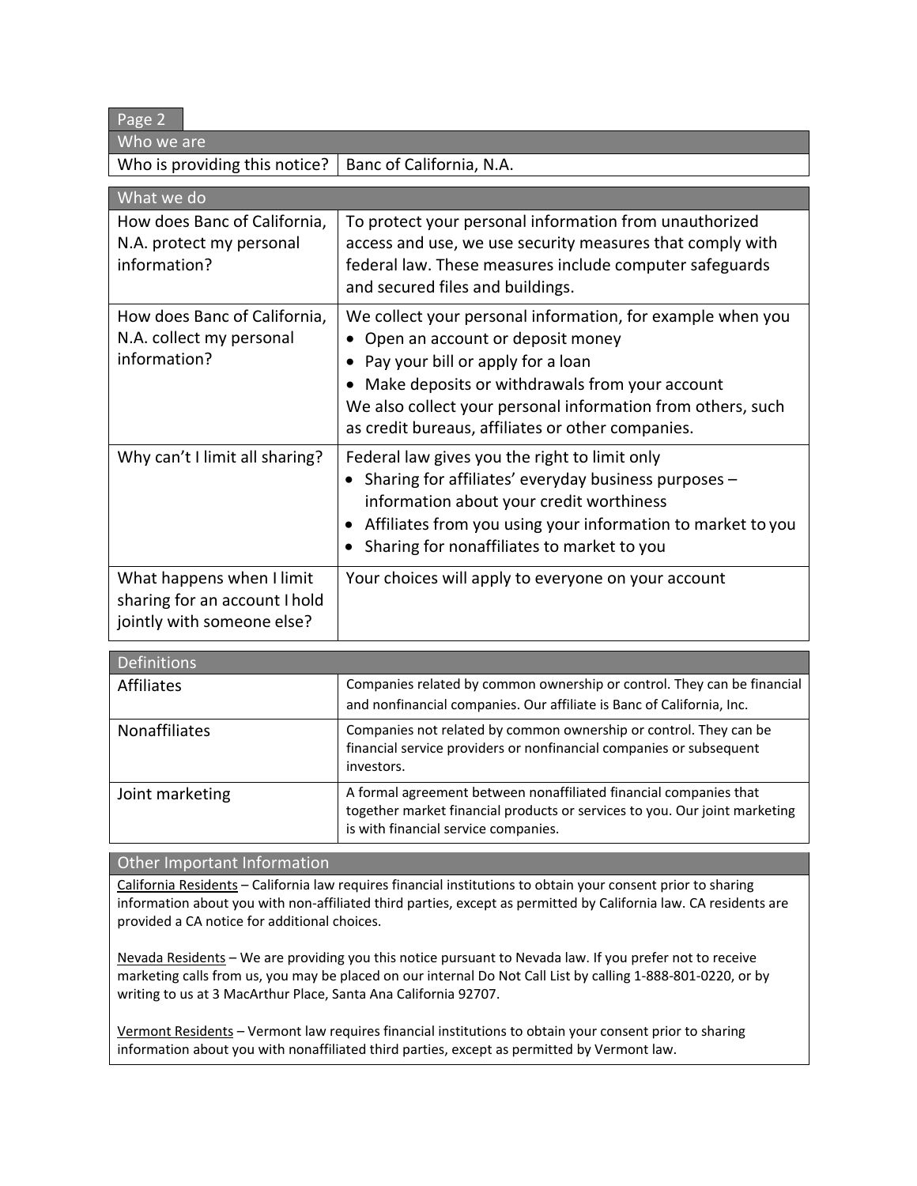Page 2

| Who we are | |
|---|---|
| Who is providing this notice? | Banc of California, N.A. |

| What we do | |
|---|---|
| How does Banc of California, N.A. protect my personal information? | To protect your personal information from unauthorized access and use, we use security measures that comply with federal law. These measures include computer safeguards and secured files and buildings. |
| How does Banc of California, N.A. collect my personal information? | We collect your personal information, for example when you<br>• Open an account or deposit money<br>• Pay your bill or apply for a loan<br>• Make deposits or withdrawals from your account<br>We also collect your personal information from others, such as credit bureaus, affiliates or other companies. |
| Why can't I limit all sharing? | Federal law gives you the right to limit only<br>• Sharing for affiliates' everyday business purposes – information about your credit worthiness<br>• Affiliates from you using your information to market to you<br>• Sharing for nonaffiliates to market to you |
| What happens when I limit sharing for an account I hold jointly with someone else? | Your choices will apply to everyone on your account |

| Definitions | |
|---|---|
| Affiliates | Companies related by common ownership or control. They can be financial and nonfinancial companies. Our affiliate is Banc of California, Inc. |
| Nonaffiliates | Companies not related by common ownership or control. They can be financial service providers or nonfinancial companies or subsequent investors. |
| Joint marketing | A formal agreement between nonaffiliated financial companies that together market financial products or services to you. Our joint marketing is with financial service companies. |

## Other Important Information

California Residents – California law requires financial institutions to obtain your consent prior to sharing information about you with non-affiliated third parties, except as permitted by California law. CA residents are provided a CA notice for additional choices.

Nevada Residents – We are providing you this notice pursuant to Nevada law. If you prefer not to receive marketing calls from us, you may be placed on our internal Do Not Call List by calling 1-888-801-0220, or by writing to us at 3 MacArthur Place, Santa Ana California 92707.

Vermont Residents – Vermont law requires financial institutions to obtain your consent prior to sharing information about you with nonaffiliated third parties, except as permitted by Vermont law.